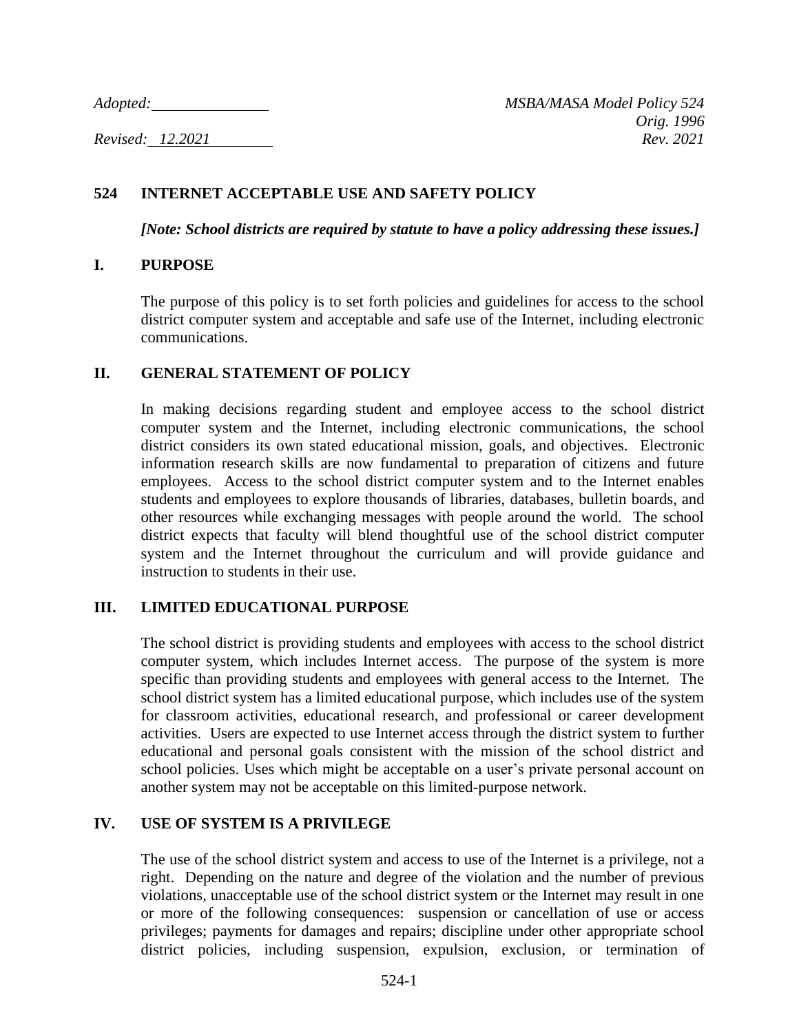Adopted: ______________ 

Revised: 12.2021

*MSBA/MASA Model Policy 524*
*Orig. 1996*
*Rev. 2021*

# 524 INTERNET ACCEPTABLE USE AND SAFETY POLICY

***[Note: School districts are required by statute to have a policy addressing these issues.]***

## I. PURPOSE

The purpose of this policy is to set forth policies and guidelines for access to the school district computer system and acceptable and safe use of the Internet, including electronic communications.

## II. GENERAL STATEMENT OF POLICY

In making decisions regarding student and employee access to the school district computer system and the Internet, including electronic communications, the school district considers its own stated educational mission, goals, and objectives. Electronic information research skills are now fundamental to preparation of citizens and future employees. Access to the school district computer system and to the Internet enables students and employees to explore thousands of libraries, databases, bulletin boards, and other resources while exchanging messages with people around the world. The school district expects that faculty will blend thoughtful use of the school district computer system and the Internet throughout the curriculum and will provide guidance and instruction to students in their use.

## III. LIMITED EDUCATIONAL PURPOSE

The school district is providing students and employees with access to the school district computer system, which includes Internet access. The purpose of the system is more specific than providing students and employees with general access to the Internet. The school district system has a limited educational purpose, which includes use of the system for classroom activities, educational research, and professional or career development activities. Users are expected to use Internet access through the district system to further educational and personal goals consistent with the mission of the school district and school policies. Uses which might be acceptable on a user's private personal account on another system may not be acceptable on this limited-purpose network.

## IV. USE OF SYSTEM IS A PRIVILEGE

The use of the school district system and access to use of the Internet is a privilege, not a right. Depending on the nature and degree of the violation and the number of previous violations, unacceptable use of the school district system or the Internet may result in one or more of the following consequences: suspension or cancellation of use or access privileges; payments for damages and repairs; discipline under other appropriate school district policies, including suspension, expulsion, exclusion, or termination of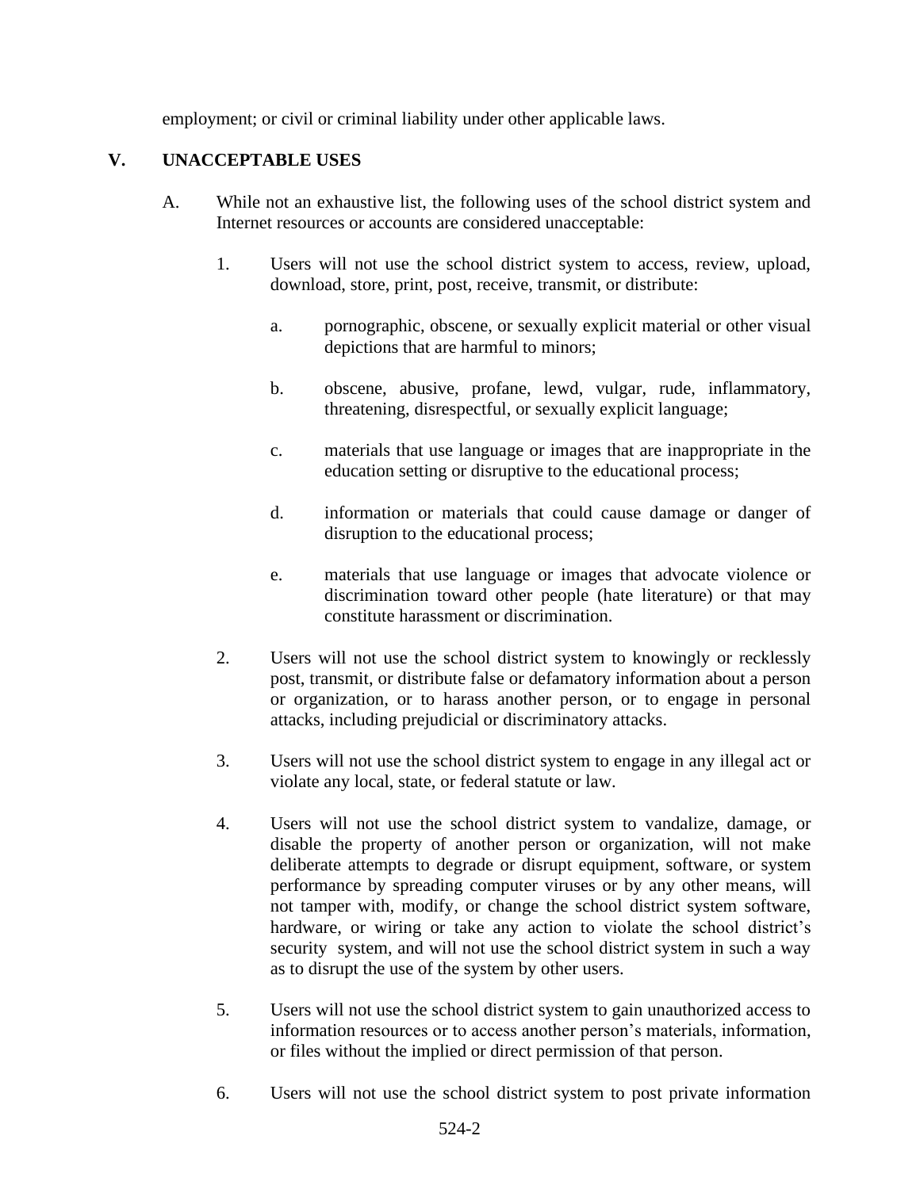employment; or civil or criminal liability under other applicable laws.

## V. UNACCEPTABLE USES

A. While not an exhaustive list, the following uses of the school district system and Internet resources or accounts are considered unacceptable:

1. Users will not use the school district system to access, review, upload, download, store, print, post, receive, transmit, or distribute:

    a. pornographic, obscene, or sexually explicit material or other visual depictions that are harmful to minors;

    b. obscene, abusive, profane, lewd, vulgar, rude, inflammatory, threatening, disrespectful, or sexually explicit language;

    c. materials that use language or images that are inappropriate in the education setting or disruptive to the educational process;

    d. information or materials that could cause damage or danger of disruption to the educational process;

    e. materials that use language or images that advocate violence or discrimination toward other people (hate literature) or that may constitute harassment or discrimination.

2. Users will not use the school district system to knowingly or recklessly post, transmit, or distribute false or defamatory information about a person or organization, or to harass another person, or to engage in personal attacks, including prejudicial or discriminatory attacks.

3. Users will not use the school district system to engage in any illegal act or violate any local, state, or federal statute or law.

4. Users will not use the school district system to vandalize, damage, or disable the property of another person or organization, will not make deliberate attempts to degrade or disrupt equipment, software, or system performance by spreading computer viruses or by any other means, will not tamper with, modify, or change the school district system software, hardware, or wiring or take any action to violate the school district's security system, and will not use the school district system in such a way as to disrupt the use of the system by other users.

5. Users will not use the school district system to gain unauthorized access to information resources or to access another person's materials, information, or files without the implied or direct permission of that person.

6. Users will not use the school district system to post private information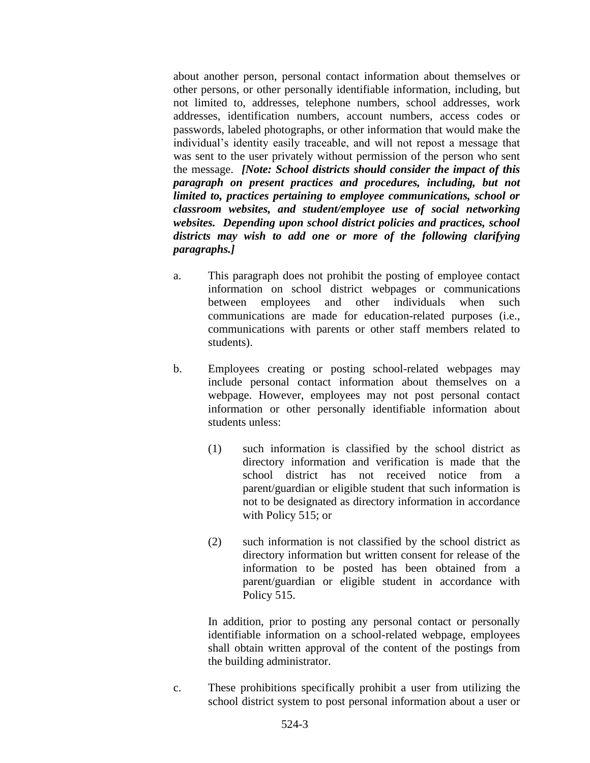about another person, personal contact information about themselves or other persons, or other personally identifiable information, including, but not limited to, addresses, telephone numbers, school addresses, work addresses, identification numbers, account numbers, access codes or passwords, labeled photographs, or other information that would make the individual's identity easily traceable, and will not repost a message that was sent to the user privately without permission of the person who sent the message. ***[Note: School districts should consider the impact of this paragraph on present practices and procedures, including, but not limited to, practices pertaining to employee communications, school or classroom websites, and student/employee use of social networking websites. Depending upon school district policies and practices, school districts may wish to add one or more of the following clarifying paragraphs.]***

a. This paragraph does not prohibit the posting of employee contact information on school district webpages or communications between employees and other individuals when such communications are made for education-related purposes (i.e., communications with parents or other staff members related to students).

b. Employees creating or posting school-related webpages may include personal contact information about themselves on a webpage. However, employees may not post personal contact information or other personally identifiable information about students unless:

   (1) such information is classified by the school district as directory information and verification is made that the school district has not received notice from a parent/guardian or eligible student that such information is not to be designated as directory information in accordance with Policy 515; or

   (2) such information is not classified by the school district as directory information but written consent for release of the information to be posted has been obtained from a parent/guardian or eligible student in accordance with Policy 515.

   In addition, prior to posting any personal contact or personally identifiable information on a school-related webpage, employees shall obtain written approval of the content of the postings from the building administrator.

c. These prohibitions specifically prohibit a user from utilizing the school district system to post personal information about a user or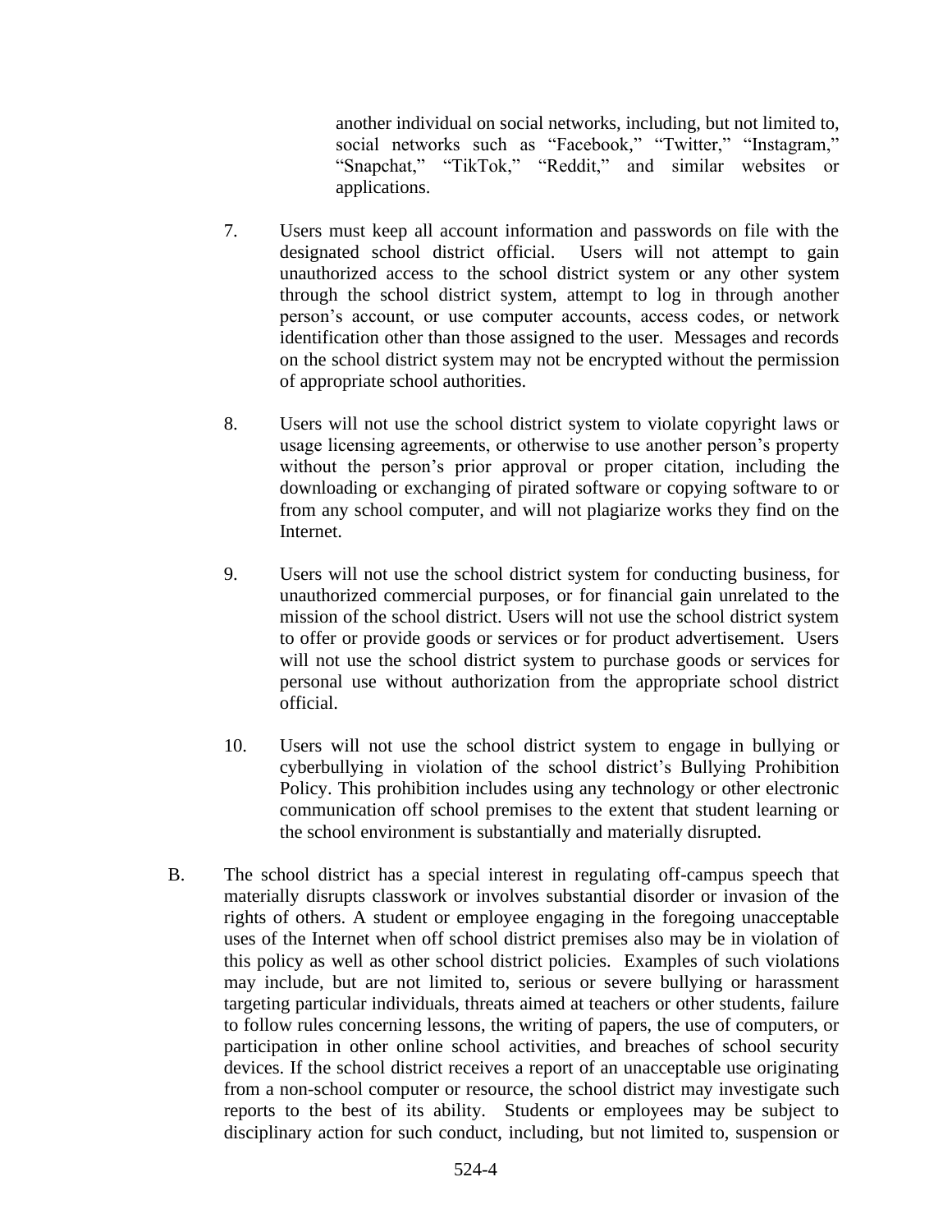another individual on social networks, including, but not limited to, social networks such as "Facebook," "Twitter," "Instagram," "Snapchat," "TikTok," "Reddit," and similar websites or applications.

7. Users must keep all account information and passwords on file with the designated school district official. Users will not attempt to gain unauthorized access to the school district system or any other system through the school district system, attempt to log in through another person's account, or use computer accounts, access codes, or network identification other than those assigned to the user. Messages and records on the school district system may not be encrypted without the permission of appropriate school authorities.

8. Users will not use the school district system to violate copyright laws or usage licensing agreements, or otherwise to use another person's property without the person's prior approval or proper citation, including the downloading or exchanging of pirated software or copying software to or from any school computer, and will not plagiarize works they find on the Internet.

9. Users will not use the school district system for conducting business, for unauthorized commercial purposes, or for financial gain unrelated to the mission of the school district. Users will not use the school district system to offer or provide goods or services or for product advertisement. Users will not use the school district system to purchase goods or services for personal use without authorization from the appropriate school district official.

10. Users will not use the school district system to engage in bullying or cyberbullying in violation of the school district's Bullying Prohibition Policy. This prohibition includes using any technology or other electronic communication off school premises to the extent that student learning or the school environment is substantially and materially disrupted.

B. The school district has a special interest in regulating off-campus speech that materially disrupts classwork or involves substantial disorder or invasion of the rights of others. A student or employee engaging in the foregoing unacceptable uses of the Internet when off school district premises also may be in violation of this policy as well as other school district policies. Examples of such violations may include, but are not limited to, serious or severe bullying or harassment targeting particular individuals, threats aimed at teachers or other students, failure to follow rules concerning lessons, the writing of papers, the use of computers, or participation in other online school activities, and breaches of school security devices. If the school district receives a report of an unacceptable use originating from a non-school computer or resource, the school district may investigate such reports to the best of its ability. Students or employees may be subject to disciplinary action for such conduct, including, but not limited to, suspension or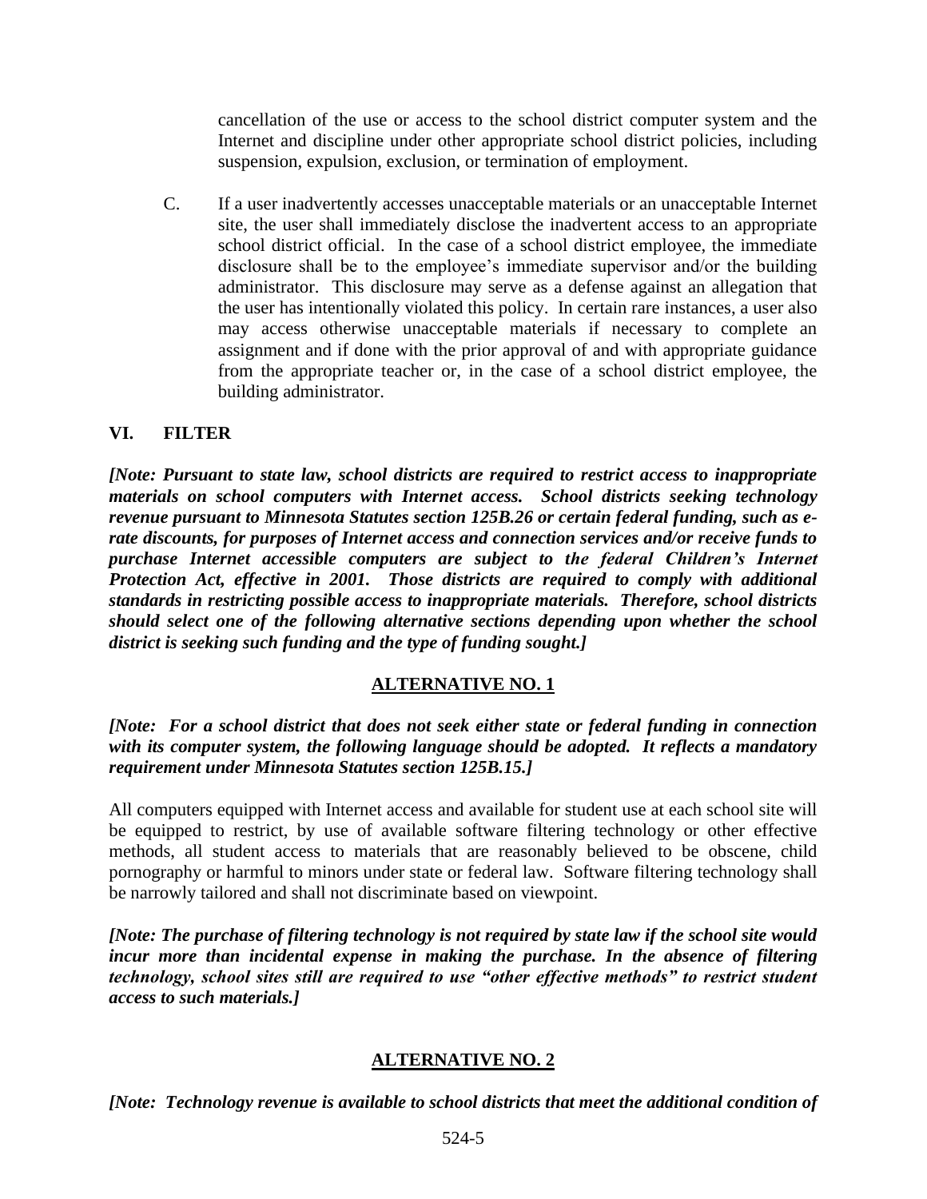cancellation of the use or access to the school district computer system and the Internet and discipline under other appropriate school district policies, including suspension, expulsion, exclusion, or termination of employment.

C. If a user inadvertently accesses unacceptable materials or an unacceptable Internet site, the user shall immediately disclose the inadvertent access to an appropriate school district official. In the case of a school district employee, the immediate disclosure shall be to the employee's immediate supervisor and/or the building administrator. This disclosure may serve as a defense against an allegation that the user has intentionally violated this policy. In certain rare instances, a user also may access otherwise unacceptable materials if necessary to complete an assignment and if done with the prior approval of and with appropriate guidance from the appropriate teacher or, in the case of a school district employee, the building administrator.

## VI. FILTER

***[Note: Pursuant to state law, school districts are required to restrict access to inappropriate materials on school computers with Internet access. School districts seeking technology revenue pursuant to Minnesota Statutes section 125B.26 or certain federal funding, such as e-rate discounts, for purposes of Internet access and connection services and/or receive funds to purchase Internet accessible computers are subject to the federal Children's Internet Protection Act, effective in 2001. Those districts are required to comply with additional standards in restricting possible access to inappropriate materials. Therefore, school districts should select one of the following alternative sections depending upon whether the school district is seeking such funding and the type of funding sought.]***

**<u>ALTERNATIVE NO. 1</u>**

***[Note: For a school district that does not seek either state or federal funding in connection with its computer system, the following language should be adopted. It reflects a mandatory requirement under Minnesota Statutes section 125B.15.]***

All computers equipped with Internet access and available for student use at each school site will be equipped to restrict, by use of available software filtering technology or other effective methods, all student access to materials that are reasonably believed to be obscene, child pornography or harmful to minors under state or federal law. Software filtering technology shall be narrowly tailored and shall not discriminate based on viewpoint.

***[Note: The purchase of filtering technology is not required by state law if the school site would incur more than incidental expense in making the purchase. In the absence of filtering technology, school sites still are required to use "other effective methods" to restrict student access to such materials.]***

**<u>ALTERNATIVE NO. 2</u>**

***[Note: Technology revenue is available to school districts that meet the additional condition of***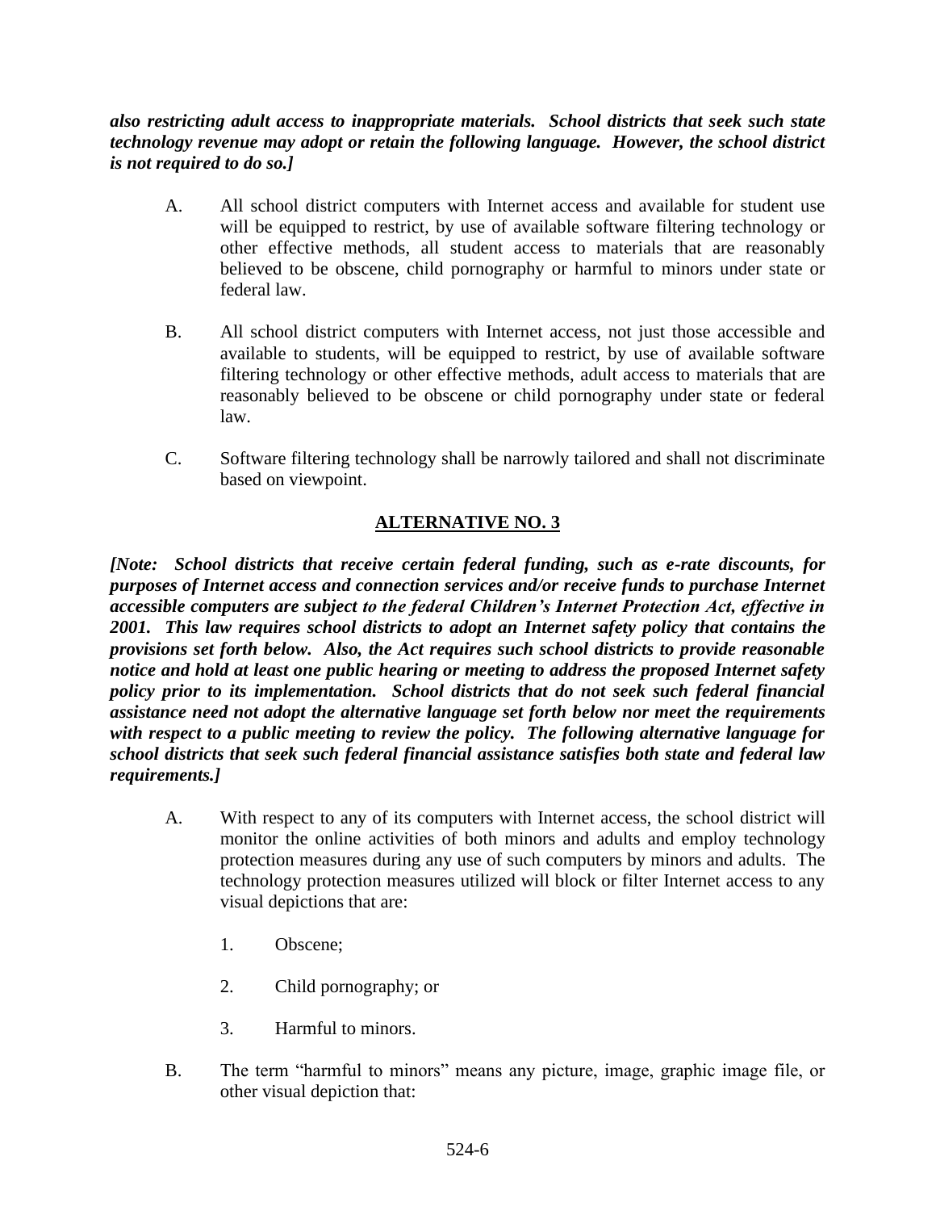***also restricting adult access to inappropriate materials. School districts that seek such state technology revenue may adopt or retain the following language. However, the school district is not required to do so.]***

A. All school district computers with Internet access and available for student use will be equipped to restrict, by use of available software filtering technology or other effective methods, all student access to materials that are reasonably believed to be obscene, child pornography or harmful to minors under state or federal law.

B. All school district computers with Internet access, not just those accessible and available to students, will be equipped to restrict, by use of available software filtering technology or other effective methods, adult access to materials that are reasonably believed to be obscene or child pornography under state or federal law.

C. Software filtering technology shall be narrowly tailored and shall not discriminate based on viewpoint.

## ALTERNATIVE NO. 3

***[Note: School districts that receive certain federal funding, such as e-rate discounts, for purposes of Internet access and connection services and/or receive funds to purchase Internet accessible computers are subject to the federal Children's Internet Protection Act, effective in 2001. This law requires school districts to adopt an Internet safety policy that contains the provisions set forth below. Also, the Act requires such school districts to provide reasonable notice and hold at least one public hearing or meeting to address the proposed Internet safety policy prior to its implementation. School districts that do not seek such federal financial assistance need not adopt the alternative language set forth below nor meet the requirements with respect to a public meeting to review the policy. The following alternative language for school districts that seek such federal financial assistance satisfies both state and federal law requirements.]***

A. With respect to any of its computers with Internet access, the school district will monitor the online activities of both minors and adults and employ technology protection measures during any use of such computers by minors and adults. The technology protection measures utilized will block or filter Internet access to any visual depictions that are:

1. Obscene;

2. Child pornography; or

3. Harmful to minors.

B. The term "harmful to minors" means any picture, image, graphic image file, or other visual depiction that: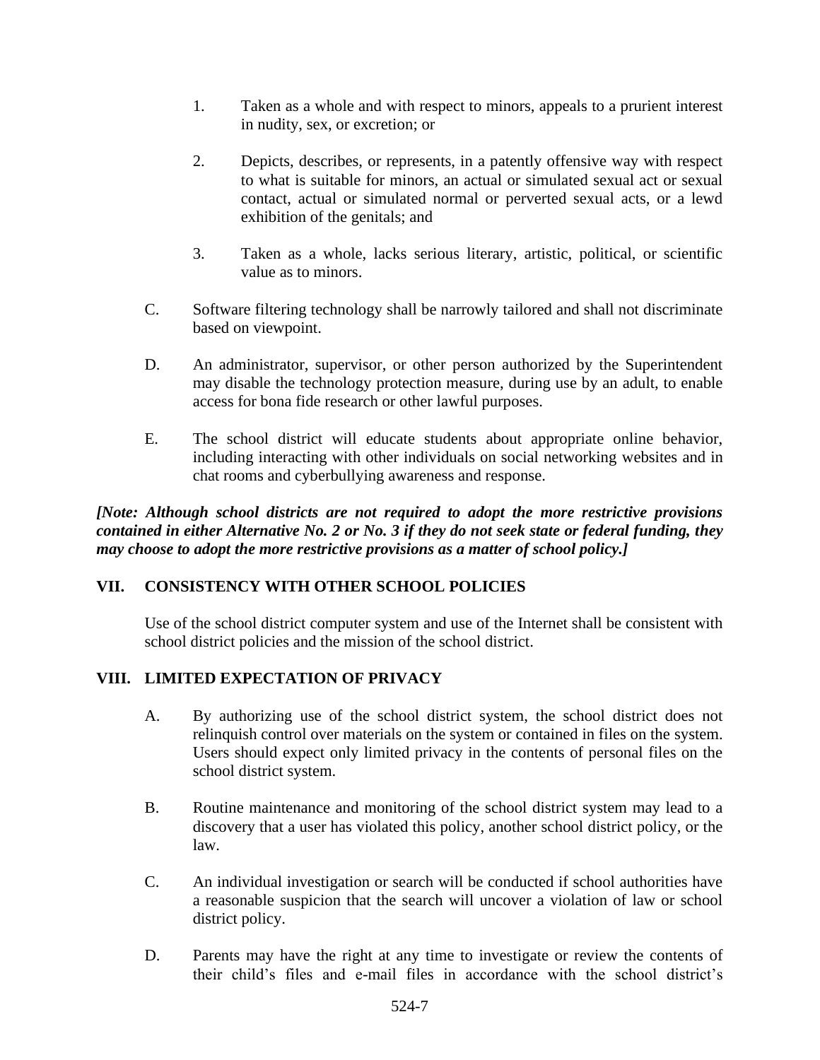1. Taken as a whole and with respect to minors, appeals to a prurient interest in nudity, sex, or excretion; or

2. Depicts, describes, or represents, in a patently offensive way with respect to what is suitable for minors, an actual or simulated sexual act or sexual contact, actual or simulated normal or perverted sexual acts, or a lewd exhibition of the genitals; and

3. Taken as a whole, lacks serious literary, artistic, political, or scientific value as to minors.

C. Software filtering technology shall be narrowly tailored and shall not discriminate based on viewpoint.

D. An administrator, supervisor, or other person authorized by the Superintendent may disable the technology protection measure, during use by an adult, to enable access for bona fide research or other lawful purposes.

E. The school district will educate students about appropriate online behavior, including interacting with other individuals on social networking websites and in chat rooms and cyberbullying awareness and response.

***[Note: Although school districts are not required to adopt the more restrictive provisions contained in either Alternative No. 2 or No. 3 if they do not seek state or federal funding, they may choose to adopt the more restrictive provisions as a matter of school policy.]***

## VII. CONSISTENCY WITH OTHER SCHOOL POLICIES

Use of the school district computer system and use of the Internet shall be consistent with school district policies and the mission of the school district.

## VIII. LIMITED EXPECTATION OF PRIVACY

A. By authorizing use of the school district system, the school district does not relinquish control over materials on the system or contained in files on the system. Users should expect only limited privacy in the contents of personal files on the school district system.

B. Routine maintenance and monitoring of the school district system may lead to a discovery that a user has violated this policy, another school district policy, or the law.

C. An individual investigation or search will be conducted if school authorities have a reasonable suspicion that the search will uncover a violation of law or school district policy.

D. Parents may have the right at any time to investigate or review the contents of their child's files and e-mail files in accordance with the school district's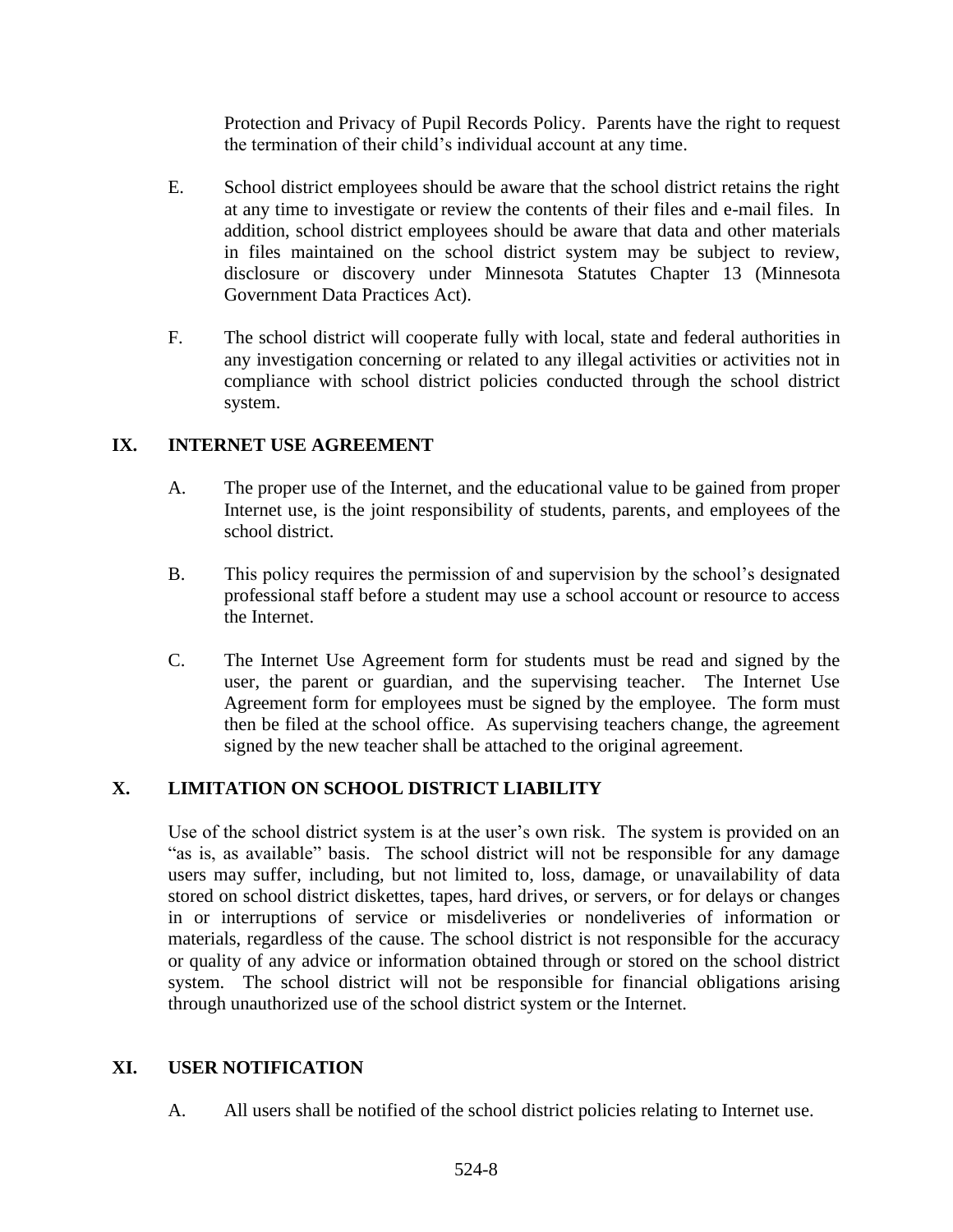Protection and Privacy of Pupil Records Policy. Parents have the right to request the termination of their child's individual account at any time.

E. School district employees should be aware that the school district retains the right at any time to investigate or review the contents of their files and e-mail files. In addition, school district employees should be aware that data and other materials in files maintained on the school district system may be subject to review, disclosure or discovery under Minnesota Statutes Chapter 13 (Minnesota Government Data Practices Act).

F. The school district will cooperate fully with local, state and federal authorities in any investigation concerning or related to any illegal activities or activities not in compliance with school district policies conducted through the school district system.

## IX. INTERNET USE AGREEMENT

A. The proper use of the Internet, and the educational value to be gained from proper Internet use, is the joint responsibility of students, parents, and employees of the school district.

B. This policy requires the permission of and supervision by the school's designated professional staff before a student may use a school account or resource to access the Internet.

C. The Internet Use Agreement form for students must be read and signed by the user, the parent or guardian, and the supervising teacher. The Internet Use Agreement form for employees must be signed by the employee. The form must then be filed at the school office. As supervising teachers change, the agreement signed by the new teacher shall be attached to the original agreement.

## X. LIMITATION ON SCHOOL DISTRICT LIABILITY

Use of the school district system is at the user's own risk. The system is provided on an "as is, as available" basis. The school district will not be responsible for any damage users may suffer, including, but not limited to, loss, damage, or unavailability of data stored on school district diskettes, tapes, hard drives, or servers, or for delays or changes in or interruptions of service or misdeliveries or nondeliveries of information or materials, regardless of the cause. The school district is not responsible for the accuracy or quality of any advice or information obtained through or stored on the school district system. The school district will not be responsible for financial obligations arising through unauthorized use of the school district system or the Internet.

## XI. USER NOTIFICATION

A. All users shall be notified of the school district policies relating to Internet use.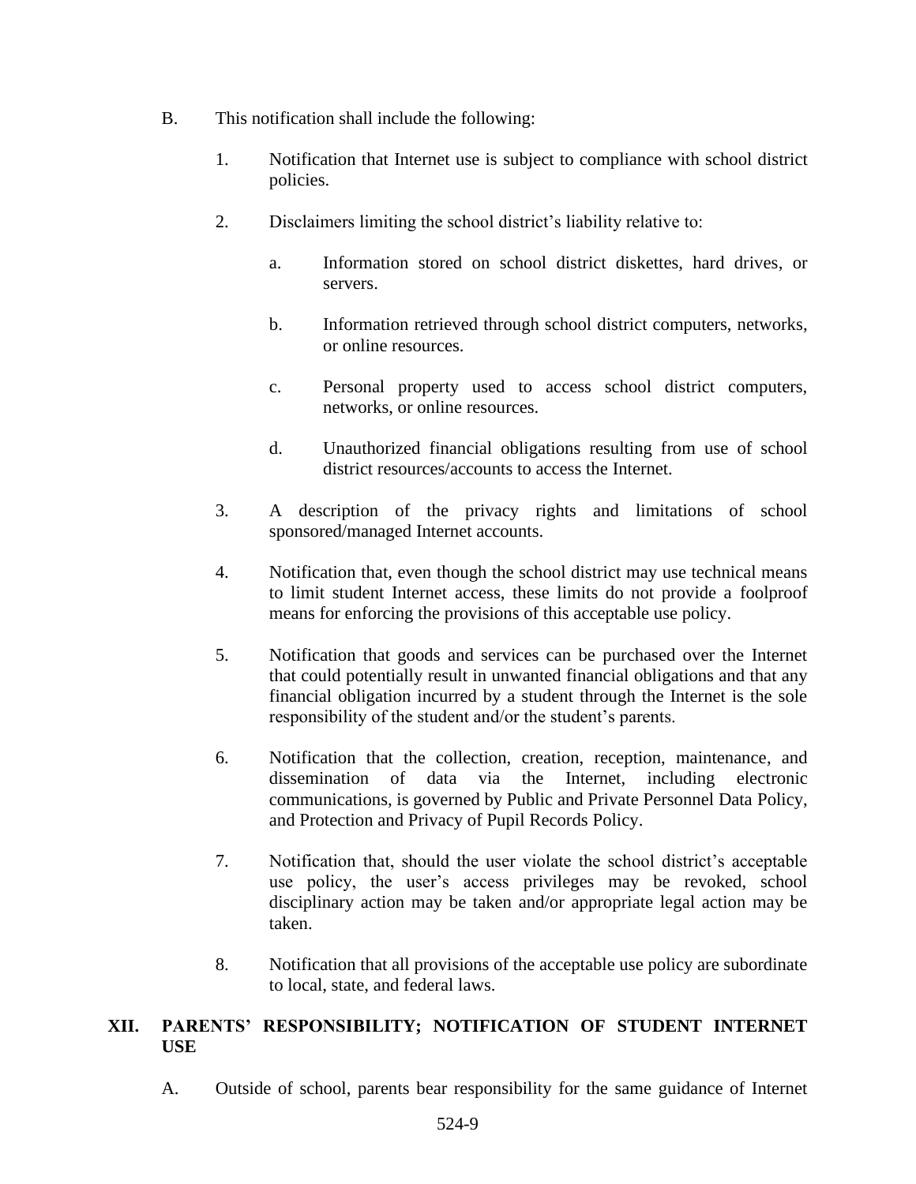B. This notification shall include the following:

1. Notification that Internet use is subject to compliance with school district policies.

2. Disclaimers limiting the school district's liability relative to:

   a. Information stored on school district diskettes, hard drives, or servers.

   b. Information retrieved through school district computers, networks, or online resources.

   c. Personal property used to access school district computers, networks, or online resources.

   d. Unauthorized financial obligations resulting from use of school district resources/accounts to access the Internet.

3. A description of the privacy rights and limitations of school sponsored/managed Internet accounts.

4. Notification that, even though the school district may use technical means to limit student Internet access, these limits do not provide a foolproof means for enforcing the provisions of this acceptable use policy.

5. Notification that goods and services can be purchased over the Internet that could potentially result in unwanted financial obligations and that any financial obligation incurred by a student through the Internet is the sole responsibility of the student and/or the student's parents.

6. Notification that the collection, creation, reception, maintenance, and dissemination of data via the Internet, including electronic communications, is governed by Public and Private Personnel Data Policy, and Protection and Privacy of Pupil Records Policy.

7. Notification that, should the user violate the school district's acceptable use policy, the user's access privileges may be revoked, school disciplinary action may be taken and/or appropriate legal action may be taken.

8. Notification that all provisions of the acceptable use policy are subordinate to local, state, and federal laws.

## XII. PARENTS' RESPONSIBILITY; NOTIFICATION OF STUDENT INTERNET USE

A. Outside of school, parents bear responsibility for the same guidance of Internet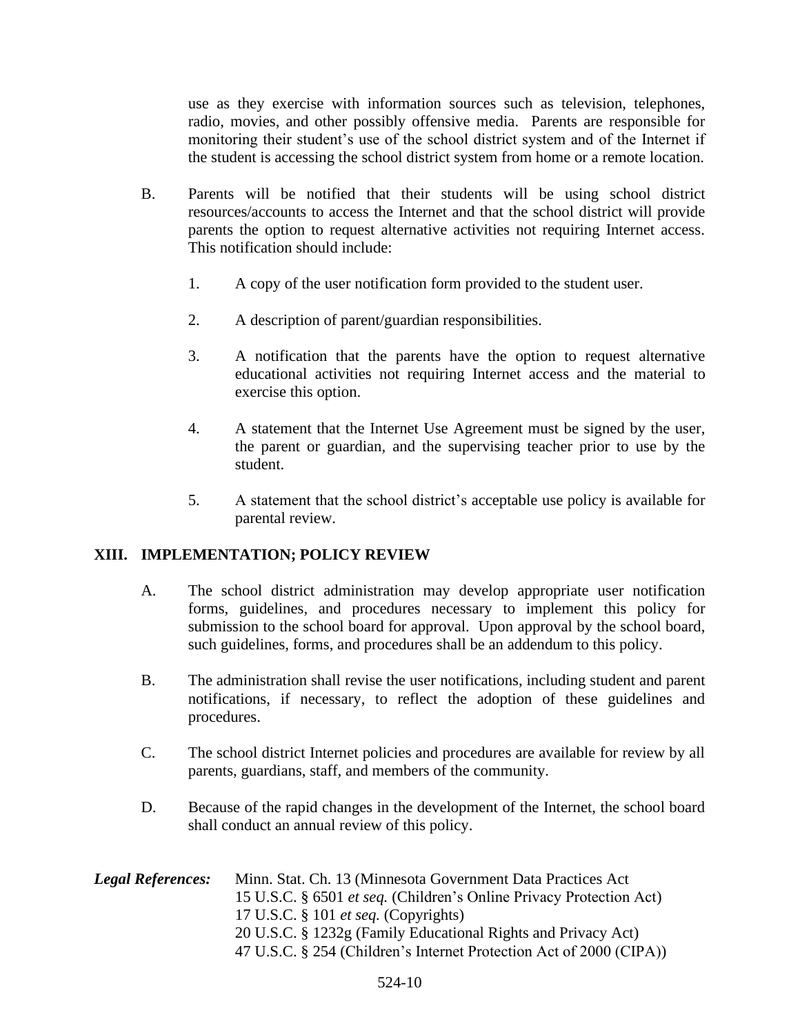use as they exercise with information sources such as television, telephones, radio, movies, and other possibly offensive media. Parents are responsible for monitoring their student's use of the school district system and of the Internet if the student is accessing the school district system from home or a remote location.

B. Parents will be notified that their students will be using school district resources/accounts to access the Internet and that the school district will provide parents the option to request alternative activities not requiring Internet access. This notification should include:

1. A copy of the user notification form provided to the student user.

2. A description of parent/guardian responsibilities.

3. A notification that the parents have the option to request alternative educational activities not requiring Internet access and the material to exercise this option.

4. A statement that the Internet Use Agreement must be signed by the user, the parent or guardian, and the supervising teacher prior to use by the student.

5. A statement that the school district's acceptable use policy is available for parental review.

## XIII. IMPLEMENTATION; POLICY REVIEW

A. The school district administration may develop appropriate user notification forms, guidelines, and procedures necessary to implement this policy for submission to the school board for approval. Upon approval by the school board, such guidelines, forms, and procedures shall be an addendum to this policy.

B. The administration shall revise the user notifications, including student and parent notifications, if necessary, to reflect the adoption of these guidelines and procedures.

C. The school district Internet policies and procedures are available for review by all parents, guardians, staff, and members of the community.

D. Because of the rapid changes in the development of the Internet, the school board shall conduct an annual review of this policy.

***Legal References:*** Minn. Stat. Ch. 13 (Minnesota Government Data Practices Act
15 U.S.C. § 6501 *et seq.* (Children's Online Privacy Protection Act)
17 U.S.C. § 101 *et seq.* (Copyrights)
20 U.S.C. § 1232g (Family Educational Rights and Privacy Act)
47 U.S.C. § 254 (Children's Internet Protection Act of 2000 (CIPA))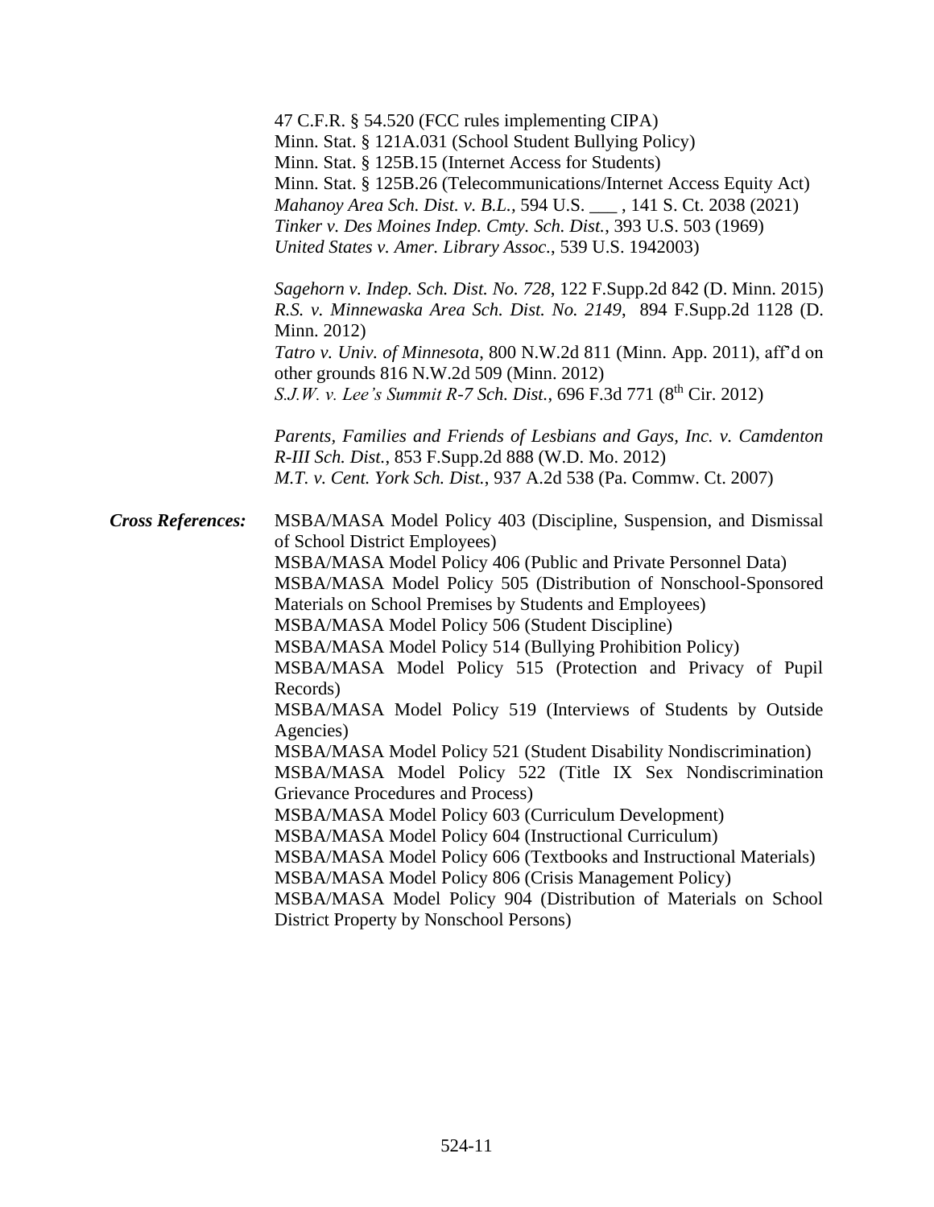47 C.F.R. § 54.520 (FCC rules implementing CIPA)
Minn. Stat. § 121A.031 (School Student Bullying Policy)
Minn. Stat. § 125B.15 (Internet Access for Students)
Minn. Stat. § 125B.26 (Telecommunications/Internet Access Equity Act)
*Mahanoy Area Sch. Dist. v. B.L.*, 594 U.S. ___ , 141 S. Ct. 2038 (2021)
*Tinker v. Des Moines Indep. Cmty. Sch. Dist.*, 393 U.S. 503 (1969)
*United States v. Amer. Library Assoc.*, 539 U.S. 1942003)

*Sagehorn v. Indep. Sch. Dist. No. 728*, 122 F.Supp.2d 842 (D. Minn. 2015)
*R.S. v. Minnewaska Area Sch. Dist. No. 2149*, 894 F.Supp.2d 1128 (D. Minn. 2012)
*Tatro v. Univ. of Minnesota*, 800 N.W.2d 811 (Minn. App. 2011), aff'd on other grounds 816 N.W.2d 509 (Minn. 2012)
*S.J.W. v. Lee's Summit R-7 Sch. Dist.*, 696 F.3d 771 (8th Cir. 2012)

*Parents, Families and Friends of Lesbians and Gays, Inc. v. Camdenton R-III Sch. Dist.*, 853 F.Supp.2d 888 (W.D. Mo. 2012)
*M.T. v. Cent. York Sch. Dist.*, 937 A.2d 538 (Pa. Commw. Ct. 2007)

***Cross References:***

MSBA/MASA Model Policy 403 (Discipline, Suspension, and Dismissal of School District Employees)
MSBA/MASA Model Policy 406 (Public and Private Personnel Data)
MSBA/MASA Model Policy 505 (Distribution of Nonschool-Sponsored Materials on School Premises by Students and Employees)
MSBA/MASA Model Policy 506 (Student Discipline)
MSBA/MASA Model Policy 514 (Bullying Prohibition Policy)
MSBA/MASA Model Policy 515 (Protection and Privacy of Pupil Records)
MSBA/MASA Model Policy 519 (Interviews of Students by Outside Agencies)
MSBA/MASA Model Policy 521 (Student Disability Nondiscrimination)
MSBA/MASA Model Policy 522 (Title IX Sex Nondiscrimination Grievance Procedures and Process)
MSBA/MASA Model Policy 603 (Curriculum Development)
MSBA/MASA Model Policy 604 (Instructional Curriculum)
MSBA/MASA Model Policy 606 (Textbooks and Instructional Materials)
MSBA/MASA Model Policy 806 (Crisis Management Policy)
MSBA/MASA Model Policy 904 (Distribution of Materials on School District Property by Nonschool Persons)